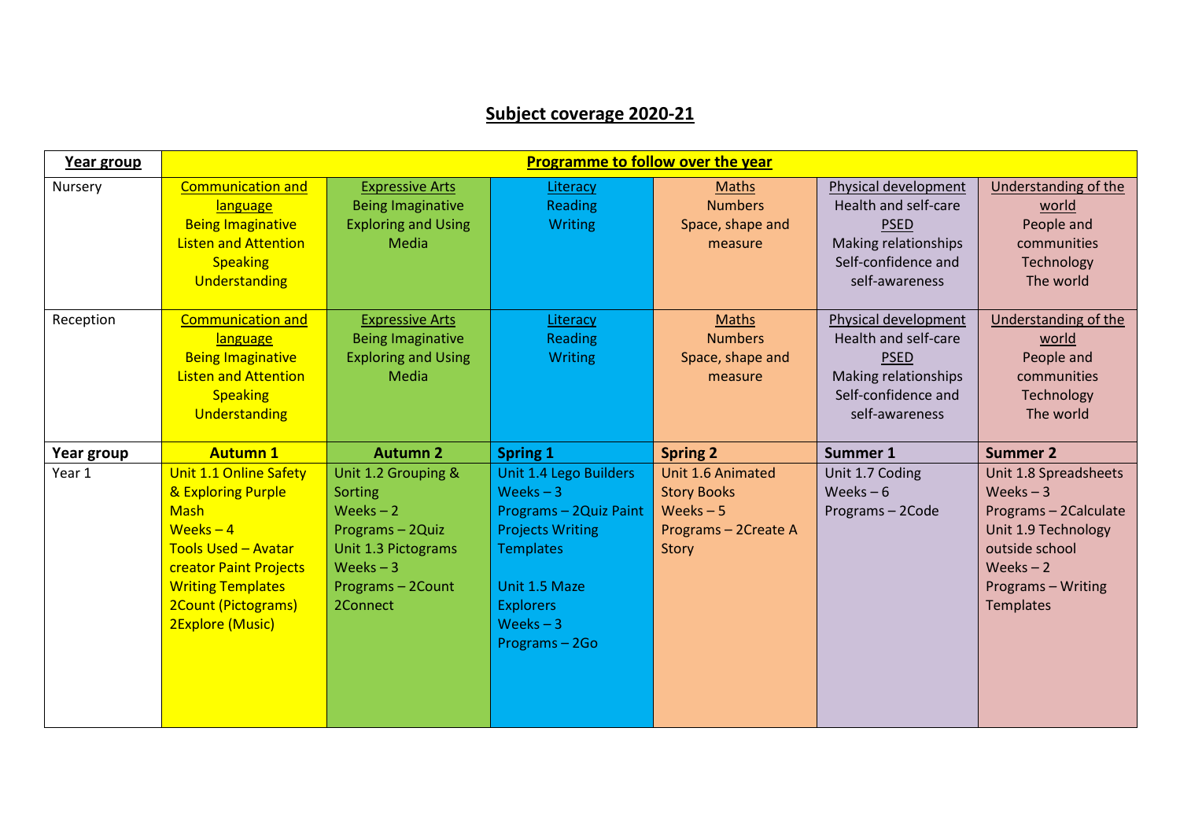# Subject coverage 2020-21

| **Year group** | **Programme to follow over the year** | | | | | |
|---|---|---|---|---|---|---|
| Nursery | Communication and language<br>Being Imaginative<br>Listen and Attention<br>Speaking<br>Understanding | Expressive Arts<br>Being Imaginative<br>Exploring and Using Media | Literacy<br>Reading<br>Writing | Maths<br>Numbers<br>Space, shape and measure | Physical development<br>Health and self-care<br>PSED<br>Making relationships<br>Self-confidence and self-awareness | Understanding of the world<br>People and communities<br>Technology<br>The world |
| Reception | Communication and language<br>Being Imaginative<br>Listen and Attention<br>Speaking<br>Understanding | Expressive Arts<br>Being Imaginative<br>Exploring and Using Media | Literacy<br>Reading<br>Writing | Maths<br>Numbers<br>Space, shape and measure | Physical development<br>Health and self-care<br>PSED<br>Making relationships<br>Self-confidence and self-awareness | Understanding of the world<br>People and communities<br>Technology<br>The world |
| **Year group** | **Autumn 1** | **Autumn 2** | **Spring 1** | **Spring 2** | **Summer 1** | **Summer 2** |
| Year 1 | Unit 1.1 Online Safety & Exploring Purple Mash<br>Weeks – 4<br>Tools Used – Avatar creator Paint Projects Writing Templates 2Count (Pictograms) 2Explore (Music) | Unit 1.2 Grouping & Sorting<br>Weeks – 2<br>Programs – 2Quiz<br>Unit 1.3 Pictograms<br>Weeks – 3<br>Programs – 2Count 2Connect | Unit 1.4 Lego Builders<br>Weeks – 3<br>Programs – 2Quiz Paint Projects Writing Templates<br><br>Unit 1.5 Maze Explorers<br>Weeks – 3<br>Programs – 2Go | Unit 1.6 Animated Story Books<br>Weeks – 5<br>Programs – 2Create A Story | Unit 1.7 Coding<br>Weeks – 6<br>Programs – 2Code | Unit 1.8 Spreadsheets<br>Weeks – 3<br>Programs – 2Calculate<br>Unit 1.9 Technology outside school<br>Weeks – 2<br>Programs – Writing Templates |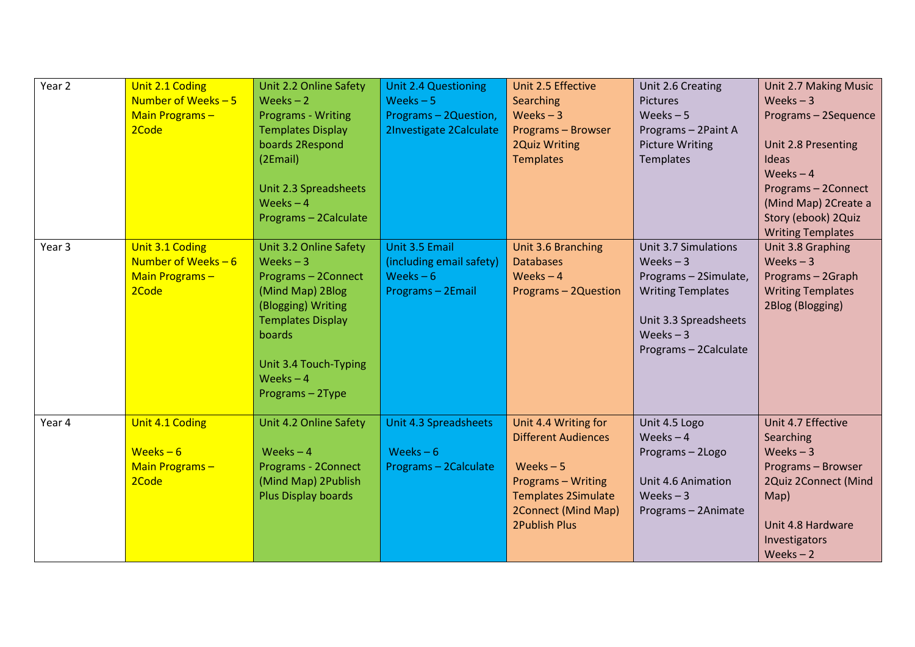| Year 2 | Unit 2.1 Coding<br>Number of Weeks – 5<br>Main Programs – 2Code | Unit 2.2 Online Safety<br>Weeks – 2<br>Programs - Writing Templates Display boards 2Respond (2Email)<br><br>Unit 2.3 Spreadsheets<br>Weeks – 4<br>Programs – 2Calculate | Unit 2.4 Questioning<br>Weeks – 5<br>Programs – 2Question, 2Investigate 2Calculate | Unit 2.5 Effective Searching<br>Weeks – 3<br>Programs – Browser 2Quiz Writing Templates | Unit 2.6 Creating Pictures<br>Weeks – 5<br>Programs – 2Paint A Picture Writing Templates | Unit 2.7 Making Music<br>Weeks – 3<br>Programs – 2Sequence<br><br>Unit 2.8 Presenting Ideas<br>Weeks – 4<br>Programs – 2Connect (Mind Map) 2Create a Story (ebook) 2Quiz Writing Templates |
|---|---|---|---|---|---|---|
| Year 3 | Unit 3.1 Coding<br>Number of Weeks – 6<br>Main Programs – 2Code | Unit 3.2 Online Safety<br>Weeks – 3<br>Programs – 2Connect (Mind Map) 2Blog (Blogging) Writing Templates Display boards<br><br>Unit 3.4 Touch-Typing<br>Weeks – 4<br>Programs – 2Type | Unit 3.5 Email (including email safety)<br>Weeks – 6<br>Programs – 2Email | Unit 3.6 Branching Databases<br>Weeks – 4<br>Programs – 2Question | Unit 3.7 Simulations<br>Weeks – 3<br>Programs – 2Simulate, Writing Templates<br><br>Unit 3.3 Spreadsheets<br>Weeks – 3<br>Programs – 2Calculate | Unit 3.8 Graphing<br>Weeks – 3<br>Programs – 2Graph Writing Templates 2Blog (Blogging) |
| Year 4 | Unit 4.1 Coding<br><br>Weeks – 6<br>Main Programs – 2Code | Unit 4.2 Online Safety<br><br>Weeks – 4<br>Programs - 2Connect (Mind Map) 2Publish Plus Display boards | Unit 4.3 Spreadsheets<br><br>Weeks – 6<br>Programs – 2Calculate | Unit 4.4 Writing for Different Audiences<br><br>Weeks – 5<br>Programs – Writing Templates 2Simulate 2Connect (Mind Map) 2Publish Plus | Unit 4.5 Logo<br>Weeks – 4<br>Programs – 2Logo<br><br>Unit 4.6 Animation<br>Weeks – 3<br>Programs – 2Animate | Unit 4.7 Effective Searching<br>Weeks – 3<br>Programs – Browser 2Quiz 2Connect (Mind Map)<br><br>Unit 4.8 Hardware Investigators<br>Weeks – 2 |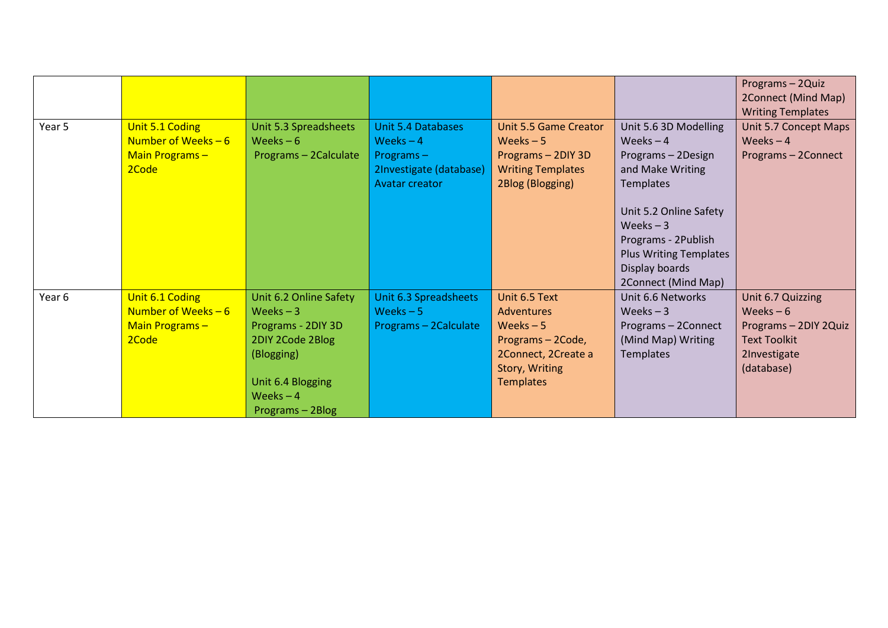| | | | | | | |
|---|---|---|---|---|---|---|
| | | | | | | Programs – 2Quiz 2Connect (Mind Map) Writing Templates |
| Year 5 | Unit 5.1 Coding Number of Weeks – 6 Main Programs – 2Code | Unit 5.3 Spreadsheets Weeks – 6 Programs – 2Calculate | Unit 5.4 Databases Weeks – 4 Programs – 2Investigate (database) Avatar creator | Unit 5.5 Game Creator Weeks – 5 Programs – 2DIY 3D Writing Templates 2Blog (Blogging) | Unit 5.6 3D Modelling Weeks – 4 Programs – 2Design and Make Writing Templates<br><br>Unit 5.2 Online Safety Weeks – 3 Programs - 2Publish Plus Writing Templates Display boards 2Connect (Mind Map) | Unit 5.7 Concept Maps Weeks – 4 Programs – 2Connect |
| Year 6 | Unit 6.1 Coding Number of Weeks – 6 Main Programs – 2Code | Unit 6.2 Online Safety Weeks – 3 Programs - 2DIY 3D 2DIY 2Code 2Blog (Blogging)<br><br>Unit 6.4 Blogging Weeks – 4 Programs – 2Blog | Unit 6.3 Spreadsheets Weeks – 5 Programs – 2Calculate | Unit 6.5 Text Adventures Weeks – 5 Programs – 2Code, 2Connect, 2Create a Story, Writing Templates | Unit 6.6 Networks Weeks – 3 Programs – 2Connect (Mind Map) Writing Templates | Unit 6.7 Quizzing Weeks – 6 Programs – 2DIY 2Quiz Text Toolkit 2Investigate (database) |